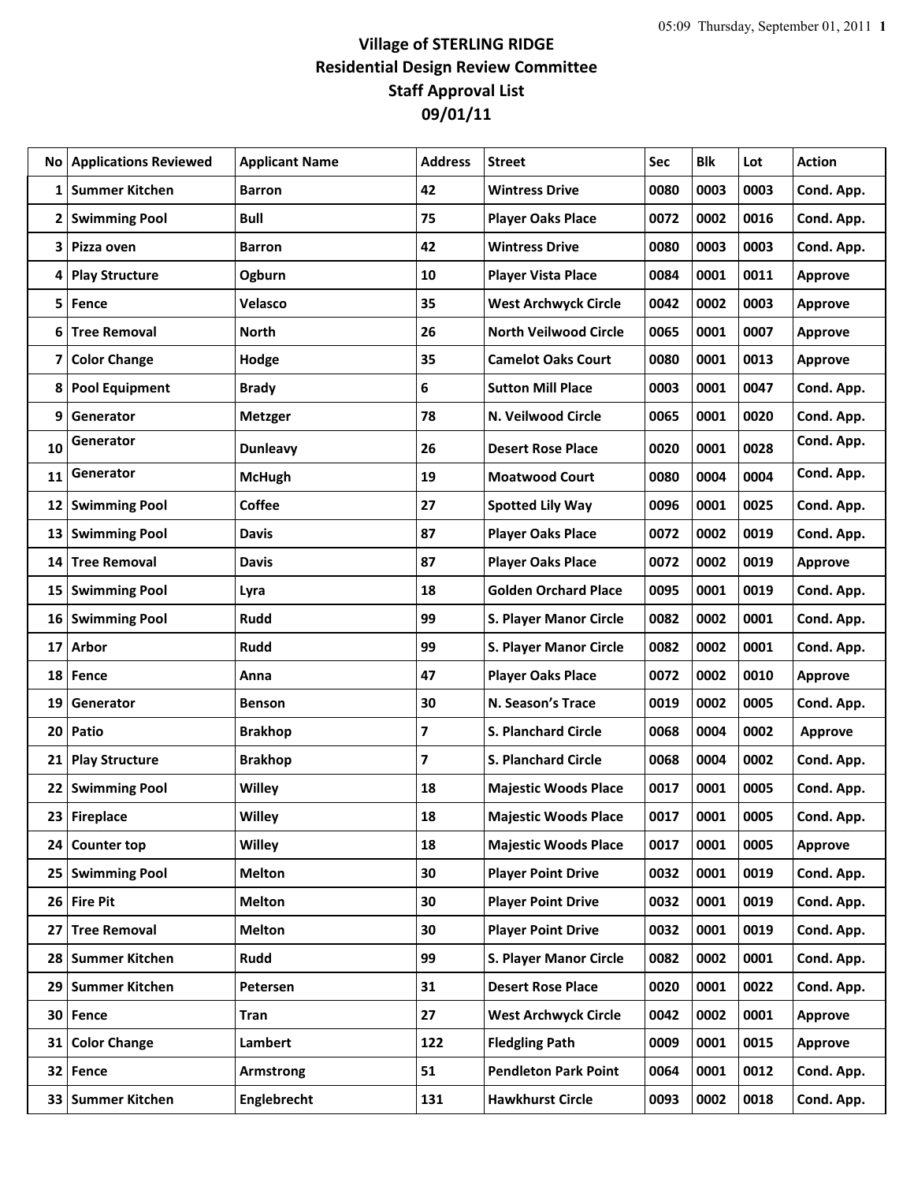# Village of STERLING RIDGE
## Residential Design Review Committee
## Staff Approval List
## 09/01/11

| No | Applications Reviewed | Applicant Name | Address | Street | Sec | Blk | Lot | Action |
|---|---|---|---|---|---|---|---|---|
| 1 | Summer Kitchen | Barron | 42 | Wintress Drive | 0080 | 0003 | 0003 | Cond. App. |
| 2 | Swimming Pool | Bull | 75 | Player Oaks Place | 0072 | 0002 | 0016 | Cond. App. |
| 3 | Pizza oven | Barron | 42 | Wintress Drive | 0080 | 0003 | 0003 | Cond. App. |
| 4 | Play Structure | Ogburn | 10 | Player Vista Place | 0084 | 0001 | 0011 | Approve |
| 5 | Fence | Velasco | 35 | West Archwyck Circle | 0042 | 0002 | 0003 | Approve |
| 6 | Tree Removal | North | 26 | North Veilwood Circle | 0065 | 0001 | 0007 | Approve |
| 7 | Color Change | Hodge | 35 | Camelot Oaks Court | 0080 | 0001 | 0013 | Approve |
| 8 | Pool Equipment | Brady | 6 | Sutton Mill Place | 0003 | 0001 | 0047 | Cond. App. |
| 9 | Generator | Metzger | 78 | N. Veilwood Circle | 0065 | 0001 | 0020 | Cond. App. |
| 10 | Generator | Dunleavy | 26 | Desert Rose Place | 0020 | 0001 | 0028 | Cond. App. |
| 11 | Generator | McHugh | 19 | Moatwood Court | 0080 | 0004 | 0004 | Cond. App. |
| 12 | Swimming Pool | Coffee | 27 | Spotted Lily Way | 0096 | 0001 | 0025 | Cond. App. |
| 13 | Swimming Pool | Davis | 87 | Player Oaks Place | 0072 | 0002 | 0019 | Cond. App. |
| 14 | Tree Removal | Davis | 87 | Player Oaks Place | 0072 | 0002 | 0019 | Approve |
| 15 | Swimming Pool | Lyra | 18 | Golden Orchard Place | 0095 | 0001 | 0019 | Cond. App. |
| 16 | Swimming Pool | Rudd | 99 | S. Player Manor Circle | 0082 | 0002 | 0001 | Cond. App. |
| 17 | Arbor | Rudd | 99 | S. Player Manor Circle | 0082 | 0002 | 0001 | Cond. App. |
| 18 | Fence | Anna | 47 | Player Oaks Place | 0072 | 0002 | 0010 | Approve |
| 19 | Generator | Benson | 30 | N. Season's Trace | 0019 | 0002 | 0005 | Cond. App. |
| 20 | Patio | Brakhop | 7 | S. Planchard Circle | 0068 | 0004 | 0002 | Approve |
| 21 | Play Structure | Brakhop | 7 | S. Planchard Circle | 0068 | 0004 | 0002 | Cond. App. |
| 22 | Swimming Pool | Willey | 18 | Majestic Woods Place | 0017 | 0001 | 0005 | Cond. App. |
| 23 | Fireplace | Willey | 18 | Majestic Woods Place | 0017 | 0001 | 0005 | Cond. App. |
| 24 | Counter top | Willey | 18 | Majestic Woods Place | 0017 | 0001 | 0005 | Approve |
| 25 | Swimming Pool | Melton | 30 | Player Point Drive | 0032 | 0001 | 0019 | Cond. App. |
| 26 | Fire Pit | Melton | 30 | Player Point Drive | 0032 | 0001 | 0019 | Cond. App. |
| 27 | Tree Removal | Melton | 30 | Player Point Drive | 0032 | 0001 | 0019 | Cond. App. |
| 28 | Summer Kitchen | Rudd | 99 | S. Player Manor Circle | 0082 | 0002 | 0001 | Cond. App. |
| 29 | Summer Kitchen | Petersen | 31 | Desert Rose Place | 0020 | 0001 | 0022 | Cond. App. |
| 30 | Fence | Tran | 27 | West Archwyck Circle | 0042 | 0002 | 0001 | Approve |
| 31 | Color Change | Lambert | 122 | Fledgling Path | 0009 | 0001 | 0015 | Approve |
| 32 | Fence | Armstrong | 51 | Pendleton Park Point | 0064 | 0001 | 0012 | Cond. App. |
| 33 | Summer Kitchen | Englebrecht | 131 | Hawkhurst Circle | 0093 | 0002 | 0018 | Cond. App. |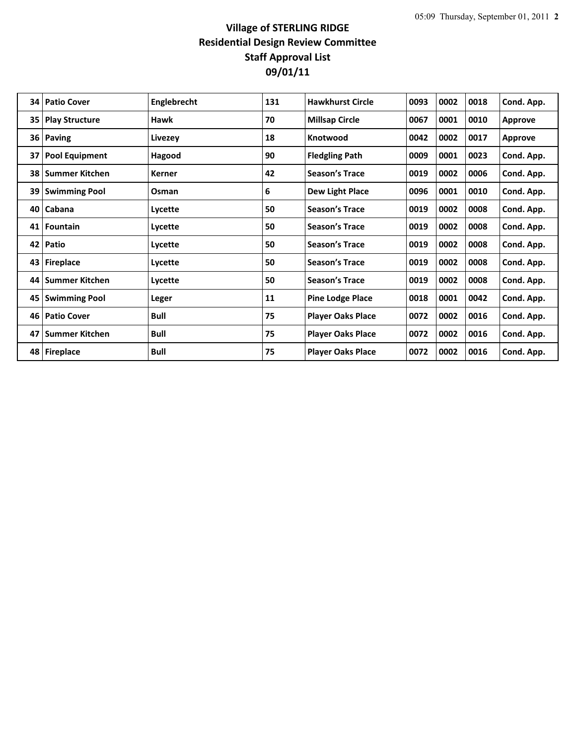**Village of STERLING RIDGE**
**Residential Design Review Committee**
**Staff Approval List**
**09/01/11**

| | | | | | | | | |
|---|---|---|---|---|---|---|---|---|
| 34 | Patio Cover | Englebrecht | 131 | Hawkhurst Circle | 0093 | 0002 | 0018 | Cond. App. |
| 35 | Play Structure | Hawk | 70 | Millsap Circle | 0067 | 0001 | 0010 | Approve |
| 36 | Paving | Livezey | 18 | Knotwood | 0042 | 0002 | 0017 | Approve |
| 37 | Pool Equipment | Hagood | 90 | Fledgling Path | 0009 | 0001 | 0023 | Cond. App. |
| 38 | Summer Kitchen | Kerner | 42 | Season's Trace | 0019 | 0002 | 0006 | Cond. App. |
| 39 | Swimming Pool | Osman | 6 | Dew Light Place | 0096 | 0001 | 0010 | Cond. App. |
| 40 | Cabana | Lycette | 50 | Season's Trace | 0019 | 0002 | 0008 | Cond. App. |
| 41 | Fountain | Lycette | 50 | Season's Trace | 0019 | 0002 | 0008 | Cond. App. |
| 42 | Patio | Lycette | 50 | Season's Trace | 0019 | 0002 | 0008 | Cond. App. |
| 43 | Fireplace | Lycette | 50 | Season's Trace | 0019 | 0002 | 0008 | Cond. App. |
| 44 | Summer Kitchen | Lycette | 50 | Season's Trace | 0019 | 0002 | 0008 | Cond. App. |
| 45 | Swimming Pool | Leger | 11 | Pine Lodge Place | 0018 | 0001 | 0042 | Cond. App. |
| 46 | Patio Cover | Bull | 75 | Player Oaks Place | 0072 | 0002 | 0016 | Cond. App. |
| 47 | Summer Kitchen | Bull | 75 | Player Oaks Place | 0072 | 0002 | 0016 | Cond. App. |
| 48 | Fireplace | Bull | 75 | Player Oaks Place | 0072 | 0002 | 0016 | Cond. App. |